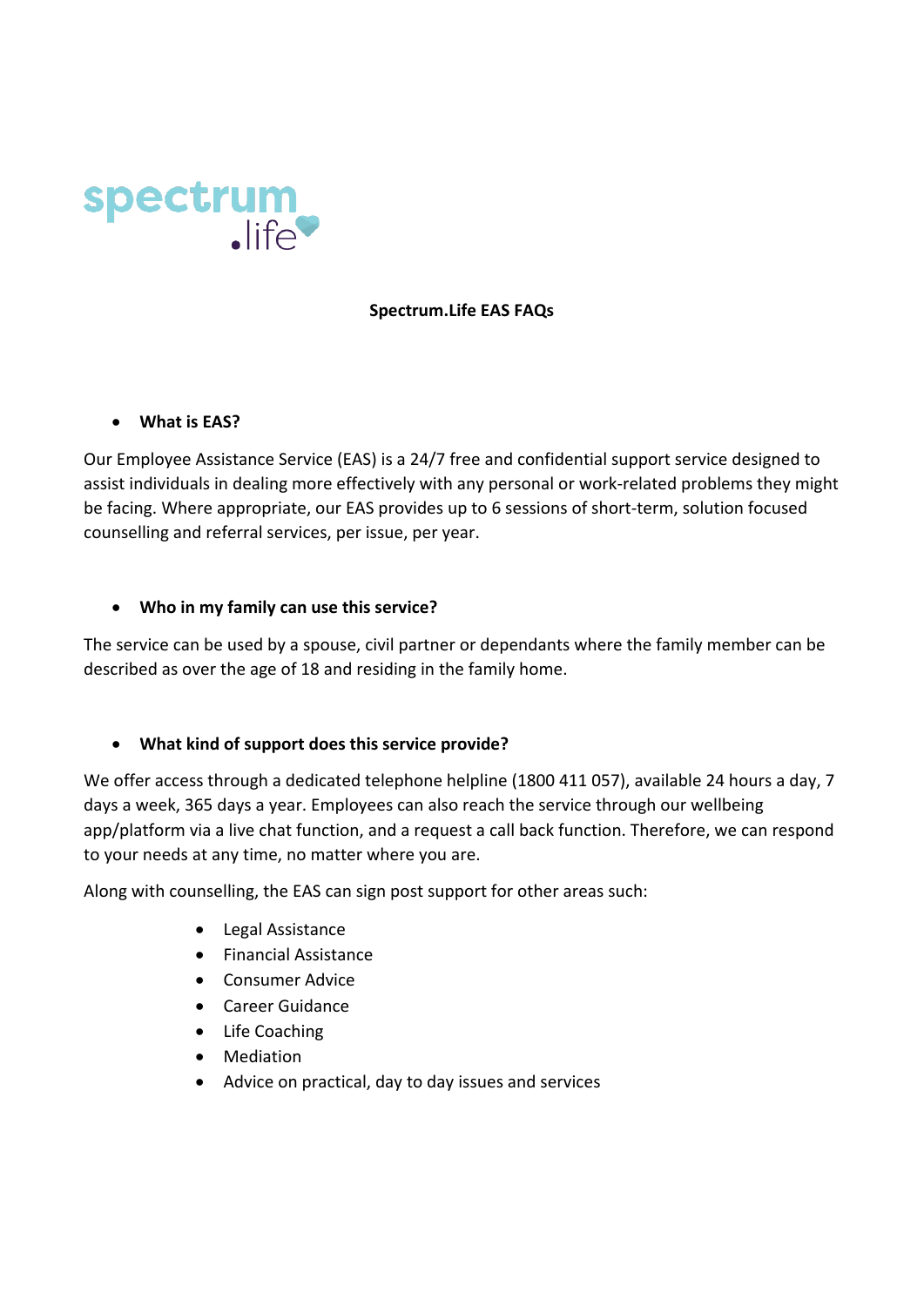spectrum .life

# Spectrum.Life EAS FAQs

- **What is EAS?**

Our Employee Assistance Service (EAS) is a 24/7 free and confidential support service designed to assist individuals in dealing more effectively with any personal or work-related problems they might be facing. Where appropriate, our EAS provides up to 6 sessions of short-term, solution focused counselling and referral services, per issue, per year.

- **Who in my family can use this service?**

The service can be used by a spouse, civil partner or dependants where the family member can be described as over the age of 18 and residing in the family home.

- **What kind of support does this service provide?**

We offer access through a dedicated telephone helpline (1800 411 057), available 24 hours a day, 7 days a week, 365 days a year. Employees can also reach the service through our wellbeing app/platform via a live chat function, and a request a call back function. Therefore, we can respond to your needs at any time, no matter where you are.

Along with counselling, the EAS can sign post support for other areas such:

- Legal Assistance
- Financial Assistance
- Consumer Advice
- Career Guidance
- Life Coaching
- Mediation
- Advice on practical, day to day issues and services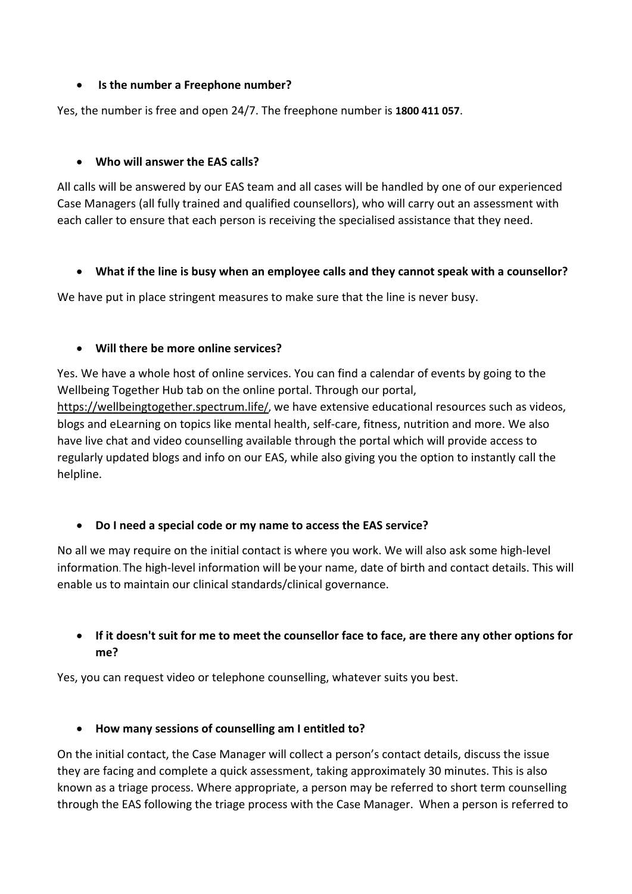- **Is the number a Freephone number?**

Yes, the number is free and open 24/7. The freephone number is **1800 411 057**.

- **Who will answer the EAS calls?**

All calls will be answered by our EAS team and all cases will be handled by one of our experienced Case Managers (all fully trained and qualified counsellors), who will carry out an assessment with each caller to ensure that each person is receiving the specialised assistance that they need.

- **What if the line is busy when an employee calls and they cannot speak with a counsellor?**

We have put in place stringent measures to make sure that the line is never busy.

- **Will there be more online services?**

Yes. We have a whole host of online services. You can find a calendar of events by going to the Wellbeing Together Hub tab on the online portal. Through our portal, https://wellbeingtogether.spectrum.life/, we have extensive educational resources such as videos, blogs and eLearning on topics like mental health, self-care, fitness, nutrition and more. We also have live chat and video counselling available through the portal which will provide access to regularly updated blogs and info on our EAS, while also giving you the option to instantly call the helpline.

- **Do I need a special code or my name to access the EAS service?**

No all we may require on the initial contact is where you work. We will also ask some high-level information. The high-level information will be your name, date of birth and contact details. This will enable us to maintain our clinical standards/clinical governance.

- **If it doesn't suit for me to meet the counsellor face to face, are there any other options for me?**

Yes, you can request video or telephone counselling, whatever suits you best.

- **How many sessions of counselling am I entitled to?**

On the initial contact, the Case Manager will collect a person's contact details, discuss the issue they are facing and complete a quick assessment, taking approximately 30 minutes. This is also known as a triage process. Where appropriate, a person may be referred to short term counselling through the EAS following the triage process with the Case Manager. When a person is referred to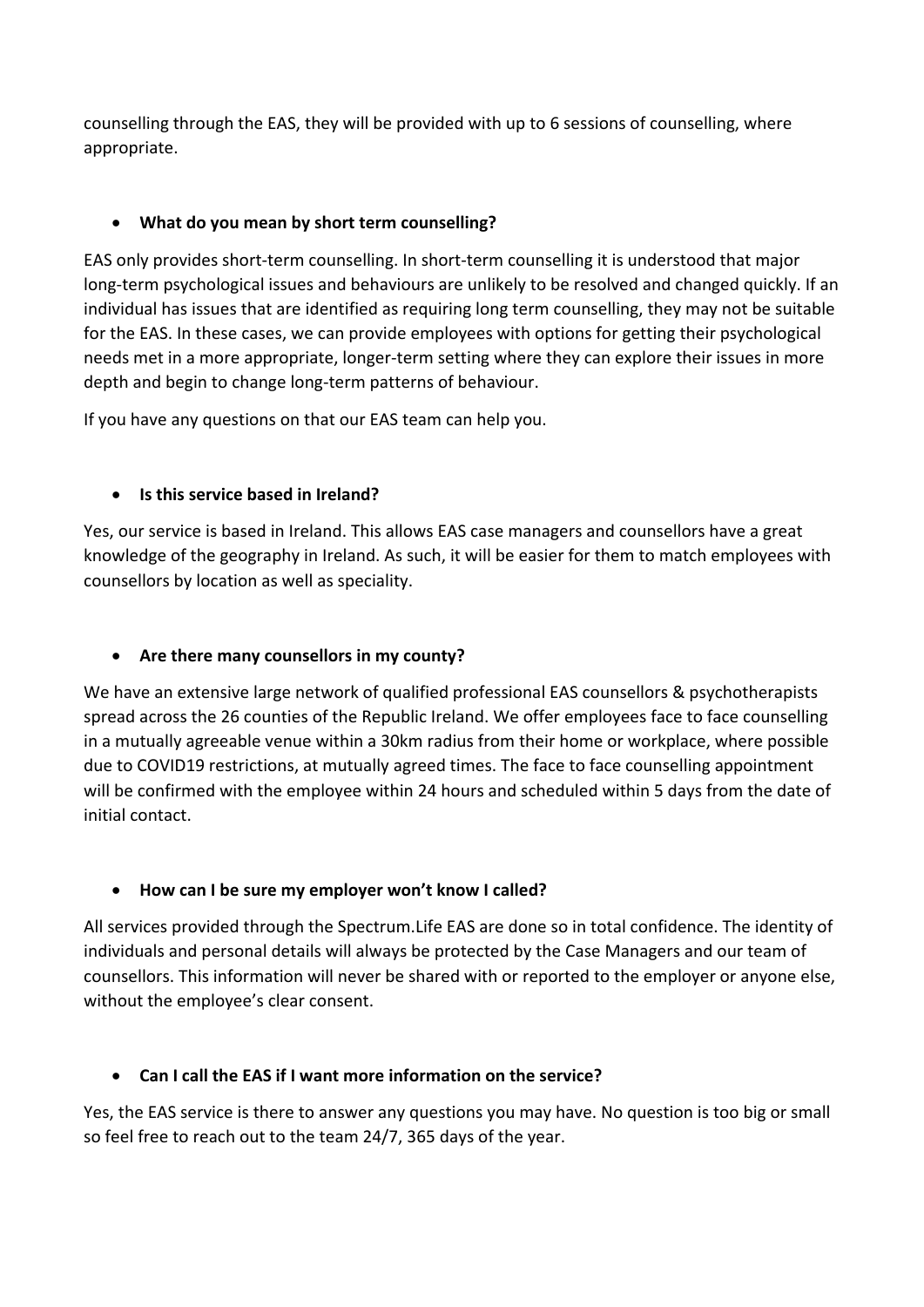counselling through the EAS, they will be provided with up to 6 sessions of counselling, where appropriate.

- **What do you mean by short term counselling?**

EAS only provides short-term counselling. In short-term counselling it is understood that major long-term psychological issues and behaviours are unlikely to be resolved and changed quickly. If an individual has issues that are identified as requiring long term counselling, they may not be suitable for the EAS. In these cases, we can provide employees with options for getting their psychological needs met in a more appropriate, longer-term setting where they can explore their issues in more depth and begin to change long-term patterns of behaviour.

If you have any questions on that our EAS team can help you.

- **Is this service based in Ireland?**

Yes, our service is based in Ireland. This allows EAS case managers and counsellors have a great knowledge of the geography in Ireland. As such, it will be easier for them to match employees with counsellors by location as well as speciality.

- **Are there many counsellors in my county?**

We have an extensive large network of qualified professional EAS counsellors & psychotherapists spread across the 26 counties of the Republic Ireland. We offer employees face to face counselling in a mutually agreeable venue within a 30km radius from their home or workplace, where possible due to COVID19 restrictions, at mutually agreed times. The face to face counselling appointment will be confirmed with the employee within 24 hours and scheduled within 5 days from the date of initial contact.

- **How can I be sure my employer won't know I called?**

All services provided through the Spectrum.Life EAS are done so in total confidence. The identity of individuals and personal details will always be protected by the Case Managers and our team of counsellors. This information will never be shared with or reported to the employer or anyone else, without the employee's clear consent.

- **Can I call the EAS if I want more information on the service?**

Yes, the EAS service is there to answer any questions you may have. No question is too big or small so feel free to reach out to the team 24/7, 365 days of the year.